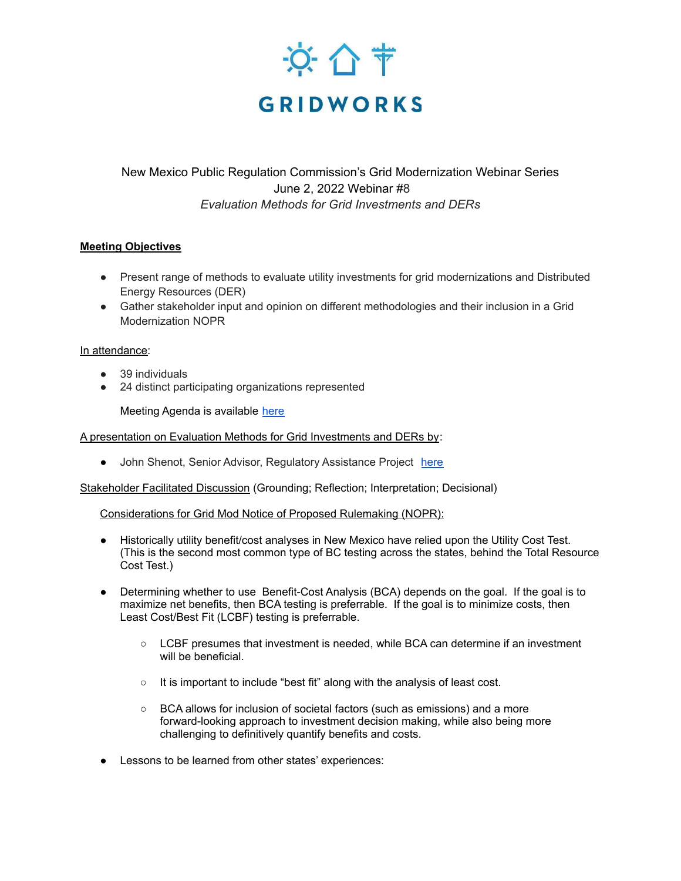# GRIDWORKS

New Mexico Public Regulation Commission's Grid Modernization Webinar Series
June 2, 2022 Webinar #8
*Evaluation Methods for Grid Investments and DERs*

**Meeting Objectives**

- Present range of methods to evaluate utility investments for grid modernizations and Distributed Energy Resources (DER)
- Gather stakeholder input and opinion on different methodologies and their inclusion in a Grid Modernization NOPR

In attendance:

- 39 individuals
- 24 distinct participating organizations represented

  Meeting Agenda is available here

A presentation on Evaluation Methods for Grid Investments and DERs by:

- John Shenot, Senior Advisor, Regulatory Assistance Project here

Stakeholder Facilitated Discussion (Grounding; Reflection; Interpretation; Decisional)

Considerations for Grid Mod Notice of Proposed Rulemaking (NOPR):

- Historically utility benefit/cost analyses in New Mexico have relied upon the Utility Cost Test. (This is the second most common type of BC testing across the states, behind the Total Resource Cost Test.)

- Determining whether to use Benefit-Cost Analysis (BCA) depends on the goal. If the goal is to maximize net benefits, then BCA testing is preferrable. If the goal is to minimize costs, then Least Cost/Best Fit (LCBF) testing is preferrable.

  - LCBF presumes that investment is needed, while BCA can determine if an investment will be beneficial.

  - It is important to include "best fit" along with the analysis of least cost.

  - BCA allows for inclusion of societal factors (such as emissions) and a more forward-looking approach to investment decision making, while also being more challenging to definitively quantify benefits and costs.

- Lessons to be learned from other states' experiences: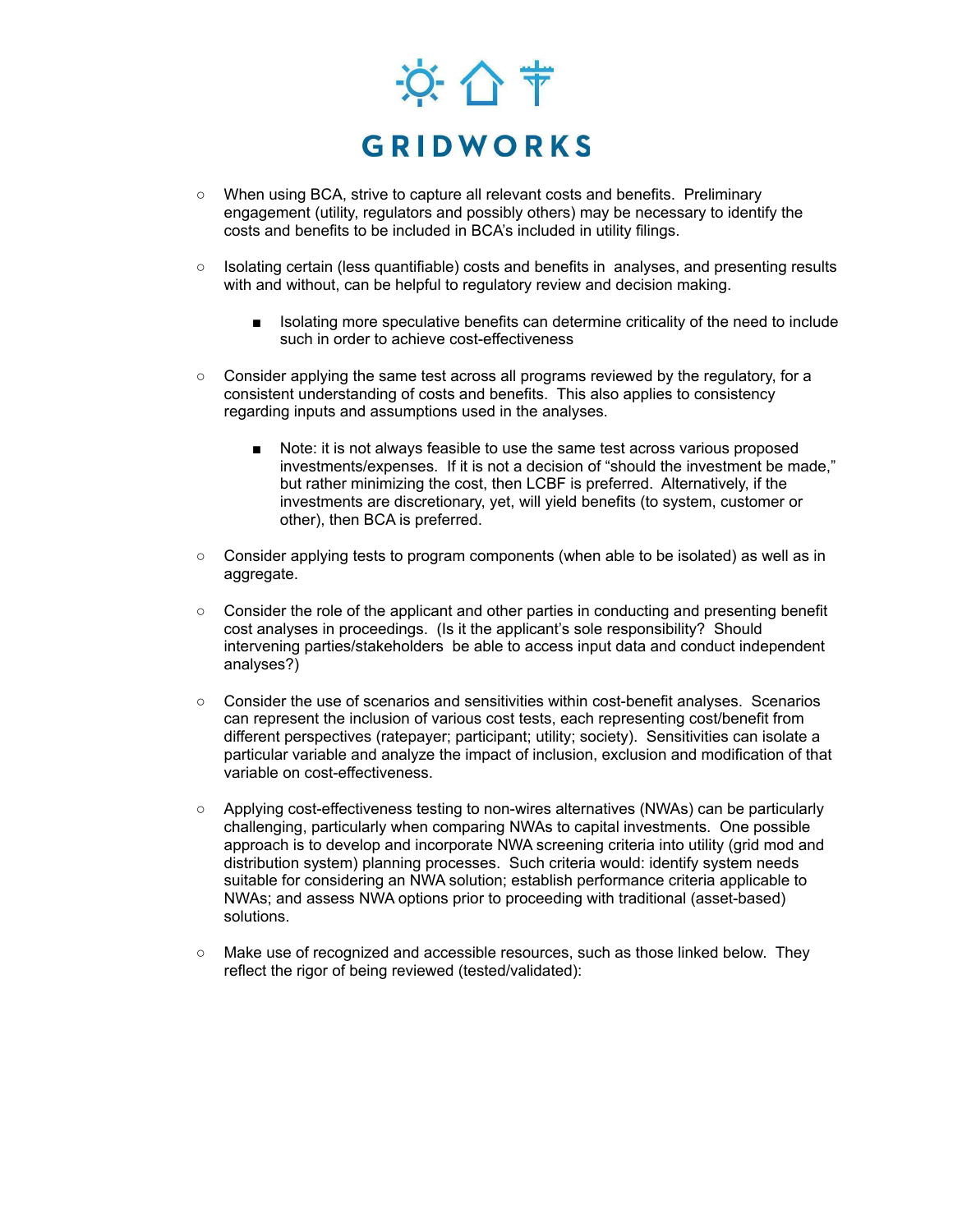- When using BCA, strive to capture all relevant costs and benefits. Preliminary engagement (utility, regulators and possibly others) may be necessary to identify the costs and benefits to be included in BCA's included in utility filings.

- Isolating certain (less quantifiable) costs and benefits in analyses, and presenting results with and without, can be helpful to regulatory review and decision making.

  - Isolating more speculative benefits can determine criticality of the need to include such in order to achieve cost-effectiveness

- Consider applying the same test across all programs reviewed by the regulatory, for a consistent understanding of costs and benefits. This also applies to consistency regarding inputs and assumptions used in the analyses.

  - Note: it is not always feasible to use the same test across various proposed investments/expenses. If it is not a decision of "should the investment be made," but rather minimizing the cost, then LCBF is preferred. Alternatively, if the investments are discretionary, yet, will yield benefits (to system, customer or other), then BCA is preferred.

- Consider applying tests to program components (when able to be isolated) as well as in aggregate.

- Consider the role of the applicant and other parties in conducting and presenting benefit cost analyses in proceedings. (Is it the applicant's sole responsibility? Should intervening parties/stakeholders be able to access input data and conduct independent analyses?)

- Consider the use of scenarios and sensitivities within cost-benefit analyses. Scenarios can represent the inclusion of various cost tests, each representing cost/benefit from different perspectives (ratepayer; participant; utility; society). Sensitivities can isolate a particular variable and analyze the impact of inclusion, exclusion and modification of that variable on cost-effectiveness.

- Applying cost-effectiveness testing to non-wires alternatives (NWAs) can be particularly challenging, particularly when comparing NWAs to capital investments. One possible approach is to develop and incorporate NWA screening criteria into utility (grid mod and distribution system) planning processes. Such criteria would: identify system needs suitable for considering an NWA solution; establish performance criteria applicable to NWAs; and assess NWA options prior to proceeding with traditional (asset-based) solutions.

- Make use of recognized and accessible resources, such as those linked below. They reflect the rigor of being reviewed (tested/validated):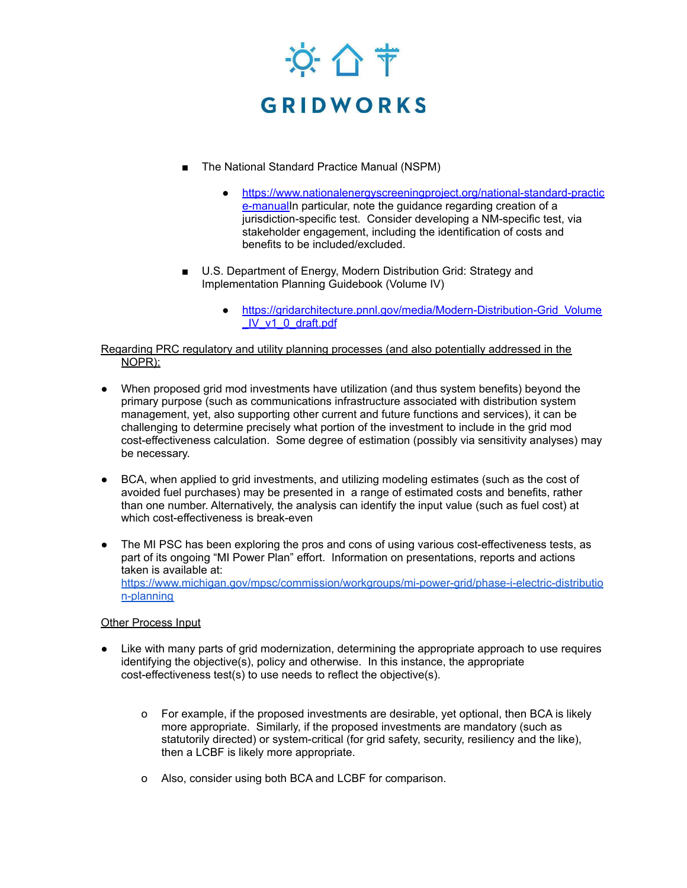- The National Standard Practice Manual (NSPM)
    - https://www.nationalenergyscreeningproject.org/national-standard-practice-manualIn particular, note the guidance regarding creation of a jurisdiction-specific test. Consider developing a NM-specific test, via stakeholder engagement, including the identification of costs and benefits to be included/excluded.
- U.S. Department of Energy, Modern Distribution Grid: Strategy and Implementation Planning Guidebook (Volume IV)
    - https://gridarchitecture.pnnl.gov/media/Modern-Distribution-Grid_Volume_IV_v1_0_draft.pdf

<u>Regarding PRC regulatory and utility planning processes (and also potentially addressed in the NOPR):</u>

- When proposed grid mod investments have utilization (and thus system benefits) beyond the primary purpose (such as communications infrastructure associated with distribution system management, yet, also supporting other current and future functions and services), it can be challenging to determine precisely what portion of the investment to include in the grid mod cost-effectiveness calculation. Some degree of estimation (possibly via sensitivity analyses) may be necessary.

- BCA, when applied to grid investments, and utilizing modeling estimates (such as the cost of avoided fuel purchases) may be presented in a range of estimated costs and benefits, rather than one number. Alternatively, the analysis can identify the input value (such as fuel cost) at which cost-effectiveness is break-even

- The MI PSC has been exploring the pros and cons of using various cost-effectiveness tests, as part of its ongoing "MI Power Plan" effort. Information on presentations, reports and actions taken is available at: https://www.michigan.gov/mpsc/commission/workgroups/mi-power-grid/phase-i-electric-distribution-planning

<u>Other Process Input</u>

- Like with many parts of grid modernization, determining the appropriate approach to use requires identifying the objective(s), policy and otherwise. In this instance, the appropriate cost-effectiveness test(s) to use needs to reflect the objective(s).

    - For example, if the proposed investments are desirable, yet optional, then BCA is likely more appropriate. Similarly, if the proposed investments are mandatory (such as statutorily directed) or system-critical (for grid safety, security, resiliency and the like), then a LCBF is likely more appropriate.

    - Also, consider using both BCA and LCBF for comparison.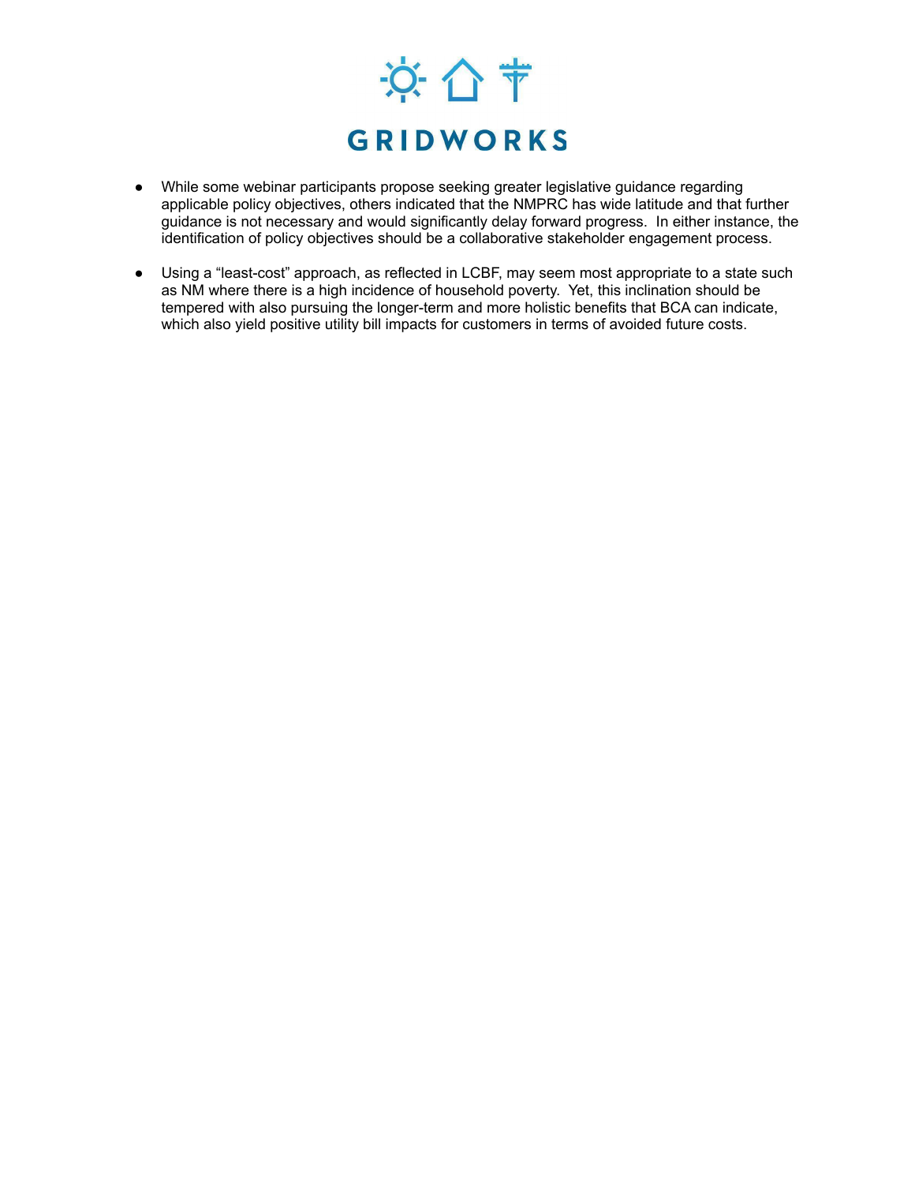- While some webinar participants propose seeking greater legislative guidance regarding applicable policy objectives, others indicated that the NMPRC has wide latitude and that further guidance is not necessary and would significantly delay forward progress. In either instance, the identification of policy objectives should be a collaborative stakeholder engagement process.

- Using a "least-cost" approach, as reflected in LCBF, may seem most appropriate to a state such as NM where there is a high incidence of household poverty. Yet, this inclination should be tempered with also pursuing the longer-term and more holistic benefits that BCA can indicate, which also yield positive utility bill impacts for customers in terms of avoided future costs.